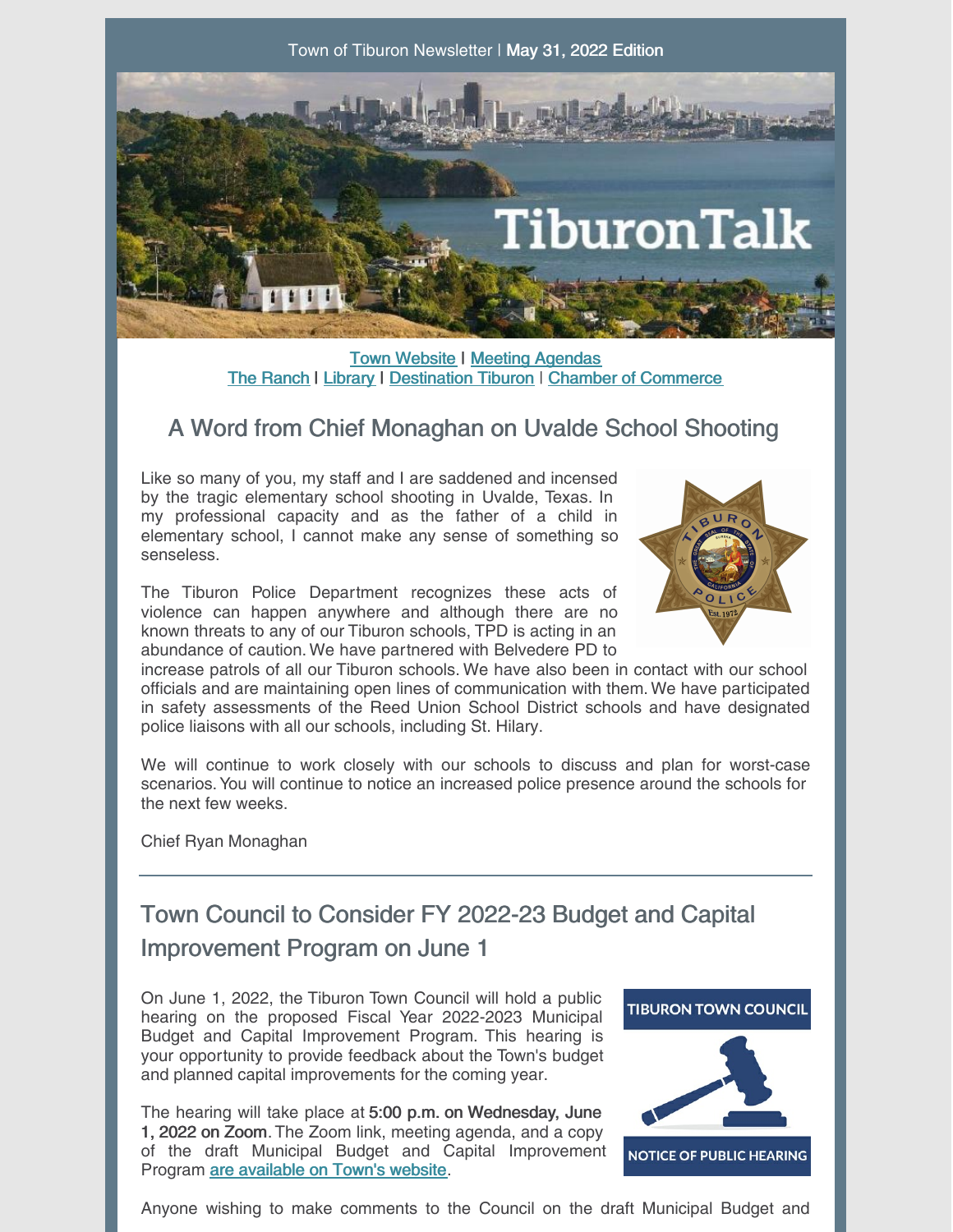Town of Tiburon Newsletter | **May 31, 2022 Edition**

Town Website | Meeting Agendas
The Ranch | Library | Destination Tiburon | Chamber of Commerce

## A Word from Chief Monaghan on Uvalde School Shooting

Like so many of you, my staff and I are saddened and incensed by the tragic elementary school shooting in Uvalde, Texas. In my professional capacity and as the father of a child in elementary school, I cannot make any sense of something so senseless.

The Tiburon Police Department recognizes these acts of violence can happen anywhere and although there are no known threats to any of our Tiburon schools, TPD is acting in an abundance of caution. We have partnered with Belvedere PD to increase patrols of all our Tiburon schools. We have also been in contact with our school officials and are maintaining open lines of communication with them. We have participated in safety assessments of the Reed Union School District schools and have designated police liaisons with all our schools, including St. Hilary.

We will continue to work closely with our schools to discuss and plan for worst-case scenarios. You will continue to notice an increased police presence around the schools for the next few weeks.

Chief Ryan Monaghan

---

## Town Council to Consider FY 2022-23 Budget and Capital Improvement Program on June 1

On June 1, 2022, the Tiburon Town Council will hold a public hearing on the proposed Fiscal Year 2022-2023 Municipal Budget and Capital Improvement Program. This hearing is your opportunity to provide feedback about the Town's budget and planned capital improvements for the coming year.

The hearing will take place at **5:00 p.m. on Wednesday, June 1, 2022 on Zoom**. The Zoom link, meeting agenda, and a copy of the draft Municipal Budget and Capital Improvement Program are available on Town's website.

Anyone wishing to make comments to the Council on the draft Municipal Budget and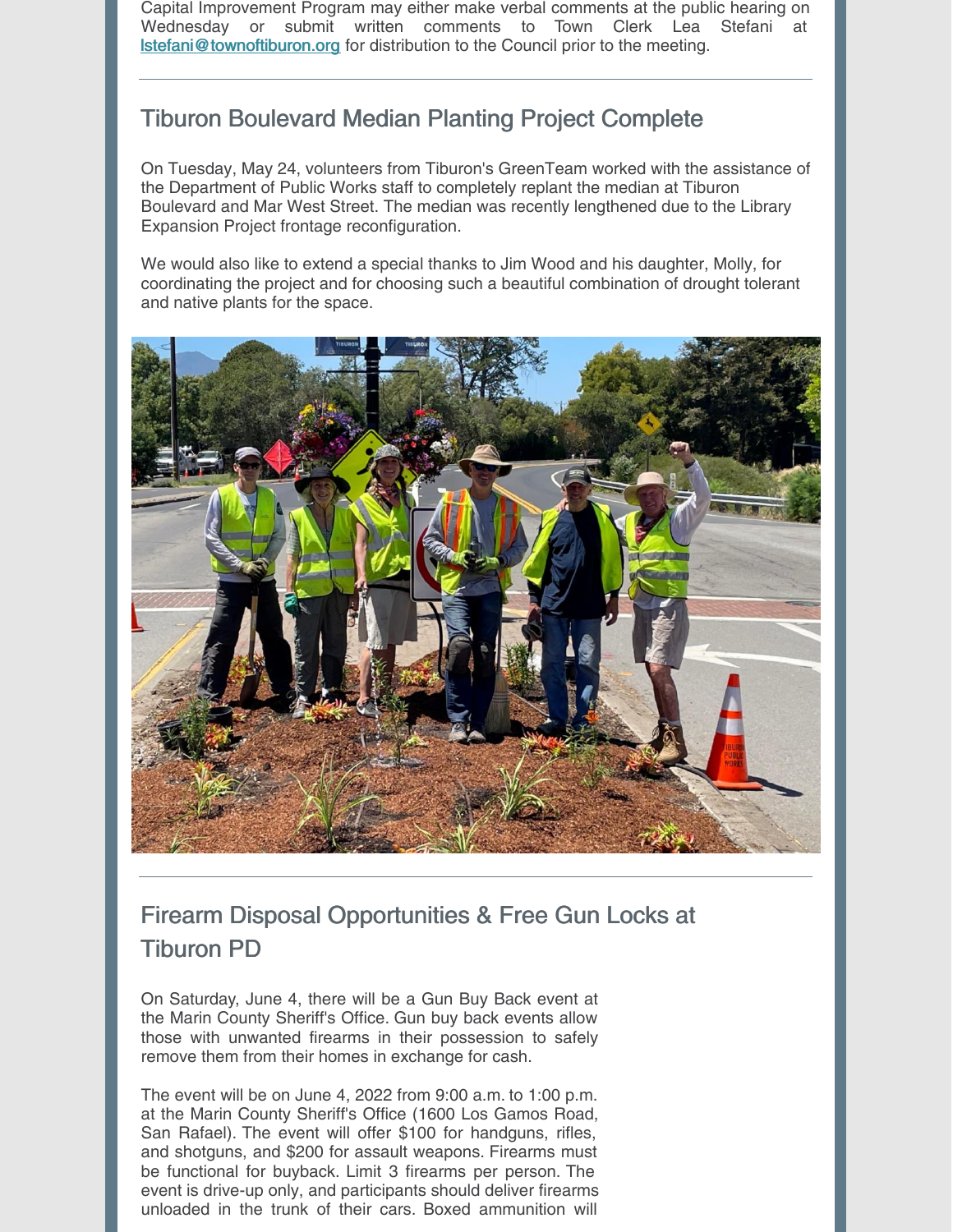Capital Improvement Program may either make verbal comments at the public hearing on Wednesday or submit written comments to Town Clerk Lea Stefani at [lstefani@townoftiburon.org](mailto:lstefani@townoftiburon.org) for distribution to the Council prior to the meeting.

---

## Tiburon Boulevard Median Planting Project Complete

On Tuesday, May 24, volunteers from Tiburon's GreenTeam worked with the assistance of the Department of Public Works staff to completely replant the median at Tiburon Boulevard and Mar West Street. The median was recently lengthened due to the Library Expansion Project frontage reconfiguration.

We would also like to extend a special thanks to Jim Wood and his daughter, Molly, for coordinating the project and for choosing such a beautiful combination of drought tolerant and native plants for the space.

---

## Firearm Disposal Opportunities & Free Gun Locks at Tiburon PD

On Saturday, June 4, there will be a Gun Buy Back event at the Marin County Sheriff's Office. Gun buy back events allow those with unwanted firearms in their possession to safely remove them from their homes in exchange for cash.

The event will be on June 4, 2022 from 9:00 a.m. to 1:00 p.m. at the Marin County Sheriff's Office (1600 Los Gamos Road, San Rafael). The event will offer $100 for handguns, rifles, and shotguns, and $200 for assault weapons. Firearms must be functional for buyback. Limit 3 firearms per person. The event is drive-up only, and participants should deliver firearms unloaded in the trunk of their cars. Boxed ammunition will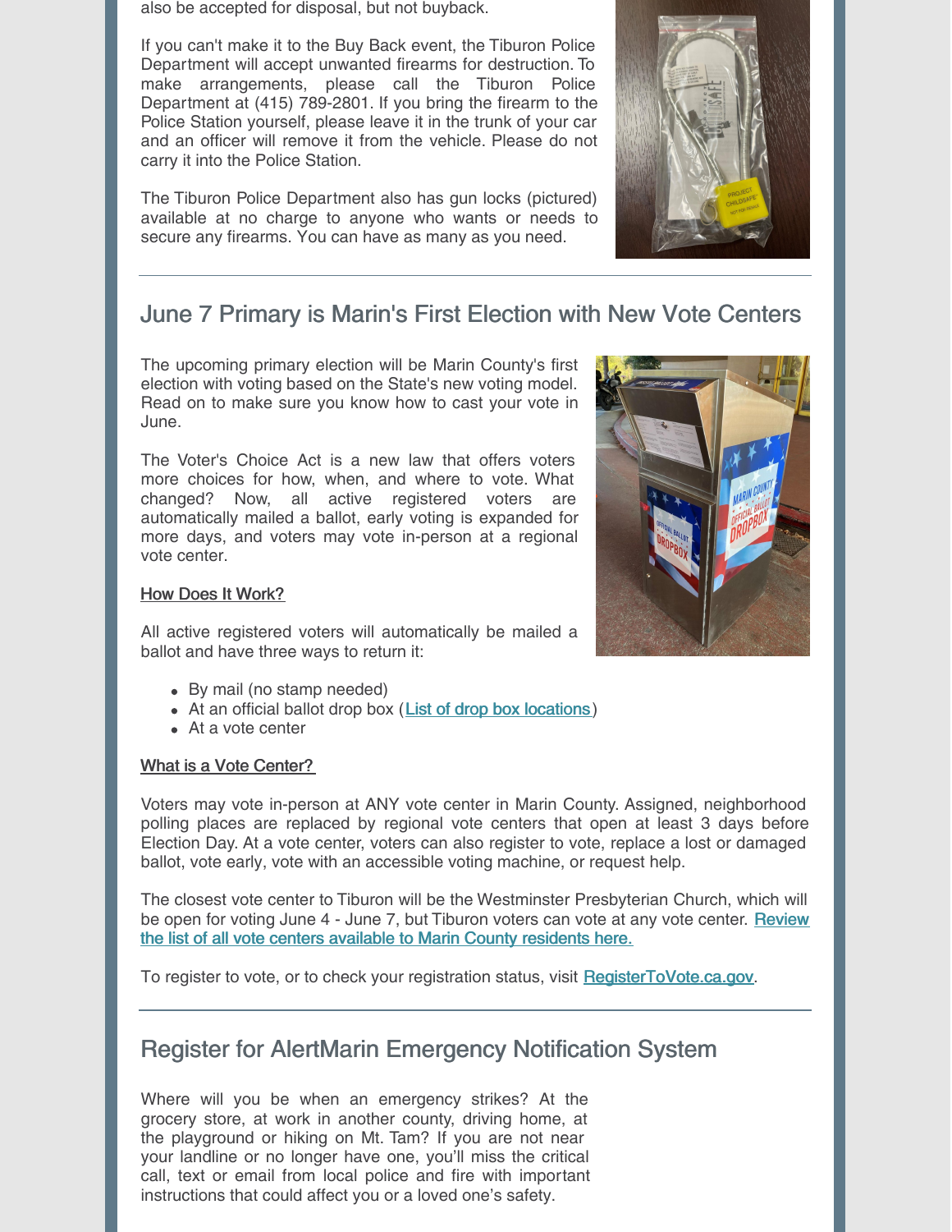also be accepted for disposal, but not buyback.

If you can't make it to the Buy Back event, the Tiburon Police Department will accept unwanted firearms for destruction. To make arrangements, please call the Tiburon Police Department at (415) 789-2801. If you bring the firearm to the Police Station yourself, please leave it in the trunk of your car and an officer will remove it from the vehicle. Please do not carry it into the Police Station.

The Tiburon Police Department also has gun locks (pictured) available at no charge to anyone who wants or needs to secure any firearms. You can have as many as you need.

## June 7 Primary is Marin's First Election with New Vote Centers

The upcoming primary election will be Marin County's first election with voting based on the State's new voting model. Read on to make sure you know how to cast your vote in June.

The Voter's Choice Act is a new law that offers voters more choices for how, when, and where to vote. What changed? Now, all active registered voters are automatically mailed a ballot, early voting is expanded for more days, and voters may vote in-person at a regional vote center.

**How Does It Work?**

All active registered voters will automatically be mailed a ballot and have three ways to return it:

- By mail (no stamp needed)
- At an official ballot drop box (List of drop box locations)
- At a vote center

**What is a Vote Center?**

Voters may vote in-person at ANY vote center in Marin County. Assigned, neighborhood polling places are replaced by regional vote centers that open at least 3 days before Election Day. At a vote center, voters can also register to vote, replace a lost or damaged ballot, vote early, vote with an accessible voting machine, or request help.

The closest vote center to Tiburon will be the Westminster Presbyterian Church, which will be open for voting June 4 - June 7, but Tiburon voters can vote at any vote center. Review the list of all vote centers available to Marin County residents here.

To register to vote, or to check your registration status, visit RegisterToVote.ca.gov.

## Register for AlertMarin Emergency Notification System

Where will you be when an emergency strikes? At the grocery store, at work in another county, driving home, at the playground or hiking on Mt. Tam? If you are not near your landline or no longer have one, you'll miss the critical call, text or email from local police and fire with important instructions that could affect you or a loved one's safety.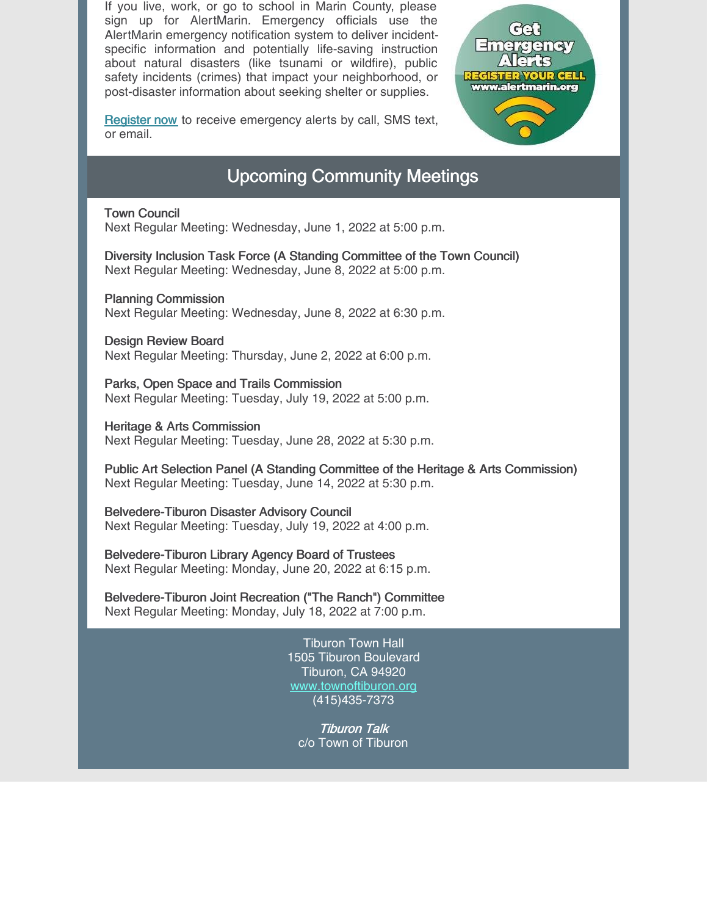If you live, work, or go to school in Marin County, please sign up for AlertMarin. Emergency officials use the AlertMarin emergency notification system to deliver incident-specific information and potentially life-saving instruction about natural disasters (like tsunami or wildfire), public safety incidents (crimes) that impact your neighborhood, or post-disaster information about seeking shelter or supplies.

Register now to receive emergency alerts by call, SMS text, or email.

Get Emergency Alerts
REGISTER YOUR CELL
www.alertmarin.org

## Upcoming Community Meetings

Town Council
Next Regular Meeting: Wednesday, June 1, 2022 at 5:00 p.m.

Diversity Inclusion Task Force (A Standing Committee of the Town Council)
Next Regular Meeting: Wednesday, June 8, 2022 at 5:00 p.m.

Planning Commission
Next Regular Meeting: Wednesday, June 8, 2022 at 6:30 p.m.

Design Review Board
Next Regular Meeting: Thursday, June 2, 2022 at 6:00 p.m.

Parks, Open Space and Trails Commission
Next Regular Meeting: Tuesday, July 19, 2022 at 5:00 p.m.

Heritage & Arts Commission
Next Regular Meeting: Tuesday, June 28, 2022 at 5:30 p.m.

Public Art Selection Panel (A Standing Committee of the Heritage & Arts Commission)
Next Regular Meeting: Tuesday, June 14, 2022 at 5:30 p.m.

Belvedere-Tiburon Disaster Advisory Council
Next Regular Meeting: Tuesday, July 19, 2022 at 4:00 p.m.

Belvedere-Tiburon Library Agency Board of Trustees
Next Regular Meeting: Monday, June 20, 2022 at 6:15 p.m.

Belvedere-Tiburon Joint Recreation ("The Ranch") Committee
Next Regular Meeting: Monday, July 18, 2022 at 7:00 p.m.

Tiburon Town Hall
1505 Tiburon Boulevard
Tiburon, CA 94920
www.townoftiburon.org
(415)435-7373

*Tiburon Talk*
c/o Town of Tiburon